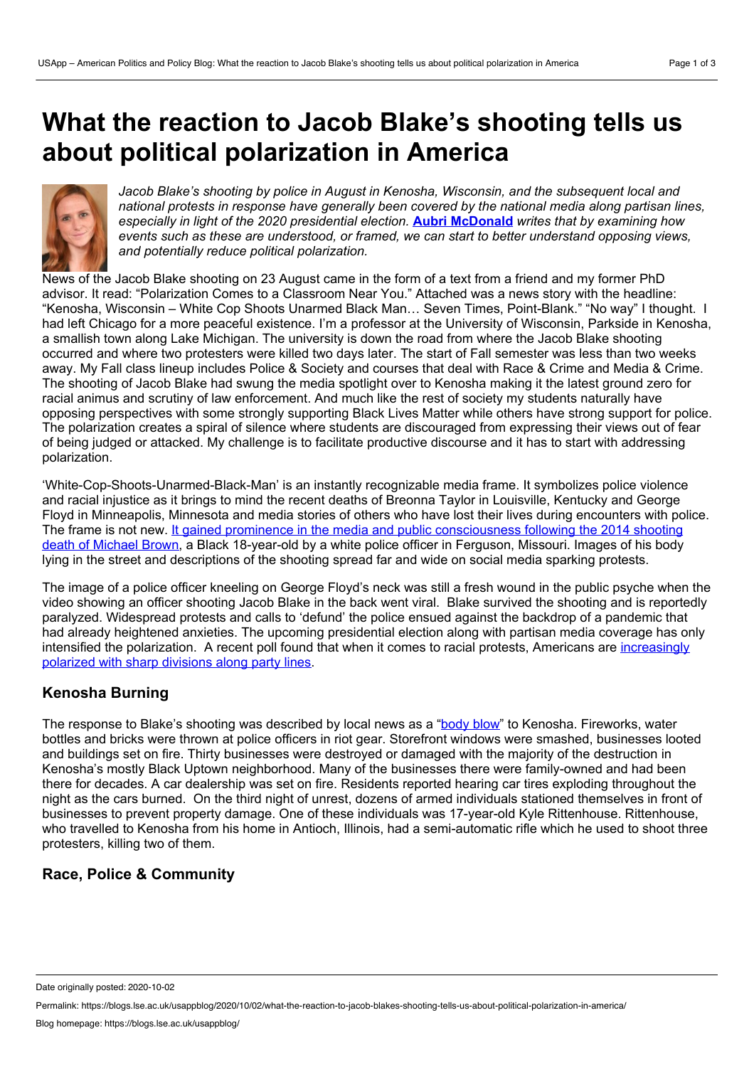# What the reaction to Jacob Blake's shooting tells us about political polarization in America

*Jacob Blake's shooting by police in August in Kenosha, Wisconsin, and the subsequent local and national protests in response have generally been covered by the national media along partisan lines, especially in light of the 2020 presidential election.* **Aubri McDonald** *writes that by examining how events such as these are understood, or framed, we can start to better understand opposing views, and potentially reduce political polarization.*

News of the Jacob Blake shooting on 23 August came in the form of a text from a friend and my former PhD advisor. It read: "Polarization Comes to a Classroom Near You." Attached was a news story with the headline: "Kenosha, Wisconsin – White Cop Shoots Unarmed Black Man… Seven Times, Point-Blank." "No way" I thought. I had left Chicago for a more peaceful existence. I'm a professor at the University of Wisconsin, Parkside in Kenosha, a smallish town along Lake Michigan. The university is down the road from where the Jacob Blake shooting occurred and where two protesters were killed two days later. The start of Fall semester was less than two weeks away. My Fall class lineup includes Police & Society and courses that deal with Race & Crime and Media & Crime. The shooting of Jacob Blake had swung the media spotlight over to Kenosha making it the latest ground zero for racial animus and scrutiny of law enforcement. And much like the rest of society my students naturally have opposing perspectives with some strongly supporting Black Lives Matter while others have strong support for police. The polarization creates a spiral of silence where students are discouraged from expressing their views out of fear of being judged or attacked. My challenge is to facilitate productive discourse and it has to start with addressing polarization.

'White-Cop-Shoots-Unarmed-Black-Man' is an instantly recognizable media frame. It symbolizes police violence and racial injustice as it brings to mind the recent deaths of Breonna Taylor in Louisville, Kentucky and George Floyd in Minneapolis, Minnesota and media stories of others who have lost their lives during encounters with police. The frame is not new. It gained prominence in the media and public consciousness following the 2014 shooting death of Michael Brown, a Black 18-year-old by a white police officer in Ferguson, Missouri. Images of his body lying in the street and descriptions of the shooting spread far and wide on social media sparking protests.

The image of a police officer kneeling on George Floyd's neck was still a fresh wound in the public psyche when the video showing an officer shooting Jacob Blake in the back went viral. Blake survived the shooting and is reportedly paralyzed. Widespread protests and calls to 'defund' the police ensued against the backdrop of a pandemic that had already heightened anxieties. The upcoming presidential election along with partisan media coverage has only intensified the polarization. A recent poll found that when it comes to racial protests, Americans are increasingly polarized with sharp divisions along party lines.

## Kenosha Burning

The response to Blake's shooting was described by local news as a "body blow" to Kenosha. Fireworks, water bottles and bricks were thrown at police officers in riot gear. Storefront windows were smashed, businesses looted and buildings set on fire. Thirty businesses were destroyed or damaged with the majority of the destruction in Kenosha's mostly Black Uptown neighborhood. Many of the businesses there were family-owned and had been there for decades. A car dealership was set on fire. Residents reported hearing car tires exploding throughout the night as the cars burned. On the third night of unrest, dozens of armed individuals stationed themselves in front of businesses to prevent property damage. One of these individuals was 17-year-old Kyle Rittenhouse. Rittenhouse, who travelled to Kenosha from his home in Antioch, Illinois, had a semi-automatic rifle which he used to shoot three protesters, killing two of them.

## Race, Police & Community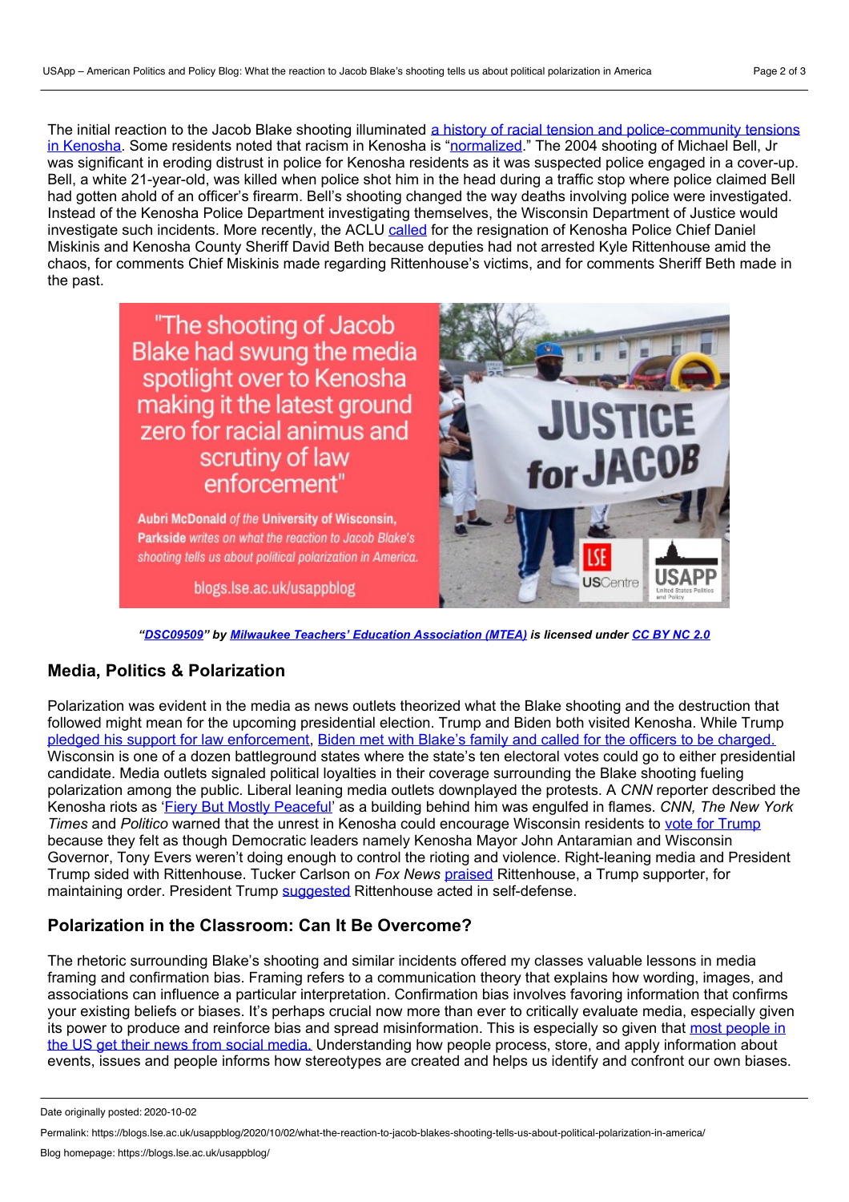The initial reaction to the Jacob Blake shooting illuminated a history of racial tension and police-community tensions in Kenosha. Some residents noted that racism in Kenosha is "normalized." The 2004 shooting of Michael Bell, Jr was significant in eroding distrust in police for Kenosha residents as it was suspected police engaged in a cover-up. Bell, a white 21-year-old, was killed when police shot him in the head during a traffic stop where police claimed Bell had gotten ahold of an officer's firearm. Bell's shooting changed the way deaths involving police were investigated. Instead of the Kenosha Police Department investigating themselves, the Wisconsin Department of Justice would investigate such incidents. More recently, the ACLU called for the resignation of Kenosha Police Chief Daniel Miskinis and Kenosha County Sheriff David Beth because deputies had not arrested Kyle Rittenhouse amid the chaos, for comments Chief Miskinis made regarding Rittenhouse's victims, and for comments Sheriff Beth made in the past.

***"DSC09509" by Milwaukee Teachers' Education Association (MTEA) is licensed under CC BY NC 2.0***

## Media, Politics & Polarization

Polarization was evident in the media as news outlets theorized what the Blake shooting and the destruction that followed might mean for the upcoming presidential election. Trump and Biden both visited Kenosha. While Trump pledged his support for law enforcement, Biden met with Blake's family and called for the officers to be charged. Wisconsin is one of a dozen battleground states where the state's ten electoral votes could go to either presidential candidate. Media outlets signaled political loyalties in their coverage surrounding the Blake shooting fueling polarization among the public. Liberal leaning media outlets downplayed the protests. A *CNN* reporter described the Kenosha riots as 'Fiery But Mostly Peaceful' as a building behind him was engulfed in flames. *CNN, The New York Times* and *Politico* warned that the unrest in Kenosha could encourage Wisconsin residents to vote for Trump because they felt as though Democratic leaders namely Kenosha Mayor John Antaramian and Wisconsin Governor, Tony Evers weren't doing enough to control the rioting and violence. Right-leaning media and President Trump sided with Rittenhouse. Tucker Carlson on *Fox News* praised Rittenhouse, a Trump supporter, for maintaining order. President Trump suggested Rittenhouse acted in self-defense.

## Polarization in the Classroom: Can It Be Overcome?

The rhetoric surrounding Blake's shooting and similar incidents offered my classes valuable lessons in media framing and confirmation bias. Framing refers to a communication theory that explains how wording, images, and associations can influence a particular interpretation. Confirmation bias involves favoring information that confirms your existing beliefs or biases. It's perhaps crucial now more than ever to critically evaluate media, especially given its power to produce and reinforce bias and spread misinformation. This is especially so given that most people in the US get their news from social media. Understanding how people process, store, and apply information about events, issues and people informs how stereotypes are created and helps us identify and confront our own biases.

Date originally posted: 2020-10-02

Permalink: https://blogs.lse.ac.uk/usappblog/2020/10/02/what-the-reaction-to-jacob-blakes-shooting-tells-us-about-political-polarization-in-america/

Blog homepage: https://blogs.lse.ac.uk/usappblog/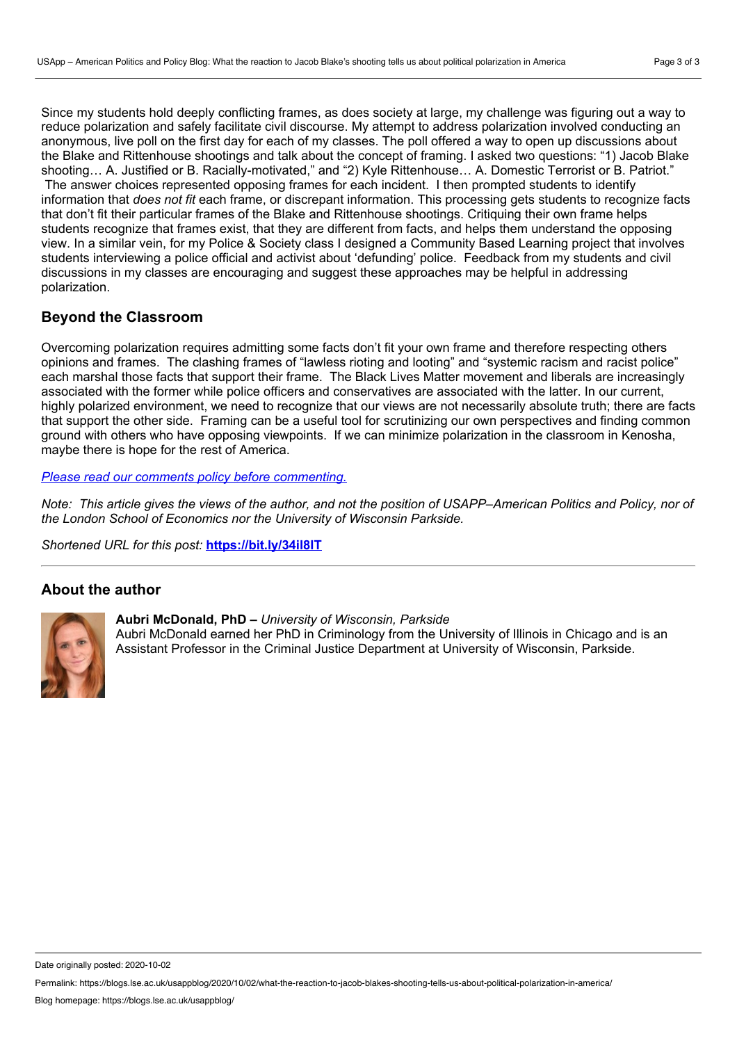Since my students hold deeply conflicting frames, as does society at large, my challenge was figuring out a way to reduce polarization and safely facilitate civil discourse. My attempt to address polarization involved conducting an anonymous, live poll on the first day for each of my classes. The poll offered a way to open up discussions about the Blake and Rittenhouse shootings and talk about the concept of framing. I asked two questions: "1) Jacob Blake shooting… A. Justified or B. Racially-motivated," and "2) Kyle Rittenhouse… A. Domestic Terrorist or B. Patriot." The answer choices represented opposing frames for each incident. I then prompted students to identify information that *does not fit* each frame, or discrepant information. This processing gets students to recognize facts that don't fit their particular frames of the Blake and Rittenhouse shootings. Critiquing their own frame helps students recognize that frames exist, that they are different from facts, and helps them understand the opposing view. In a similar vein, for my Police & Society class I designed a Community Based Learning project that involves students interviewing a police official and activist about 'defunding' police. Feedback from my students and civil discussions in my classes are encouraging and suggest these approaches may be helpful in addressing polarization.

## Beyond the Classroom

Overcoming polarization requires admitting some facts don't fit your own frame and therefore respecting others opinions and frames. The clashing frames of "lawless rioting and looting" and "systemic racism and racist police" each marshal those facts that support their frame. The Black Lives Matter movement and liberals are increasingly associated with the former while police officers and conservatives are associated with the latter. In our current, highly polarized environment, we need to recognize that our views are not necessarily absolute truth; there are facts that support the other side. Framing can be a useful tool for scrutinizing our own perspectives and finding common ground with others who have opposing viewpoints. If we can minimize polarization in the classroom in Kenosha, maybe there is hope for the rest of America.

*Please read our comments policy before commenting.*

*Note: This article gives the views of the author, and not the position of USAPP–American Politics and Policy, nor of the London School of Economics nor the University of Wisconsin Parkside.*

*Shortened URL for this post:* **https://bit.ly/34il8IT**

---

## About the author

**Aubri McDonald, PhD –** *University of Wisconsin, Parkside*
Aubri McDonald earned her PhD in Criminology from the University of Illinois in Chicago and is an Assistant Professor in the Criminal Justice Department at University of Wisconsin, Parkside.

Date originally posted: 2020-10-02

Permalink: https://blogs.lse.ac.uk/usappblog/2020/10/02/what-the-reaction-to-jacob-blakes-shooting-tells-us-about-political-polarization-in-america/

Blog homepage: https://blogs.lse.ac.uk/usappblog/